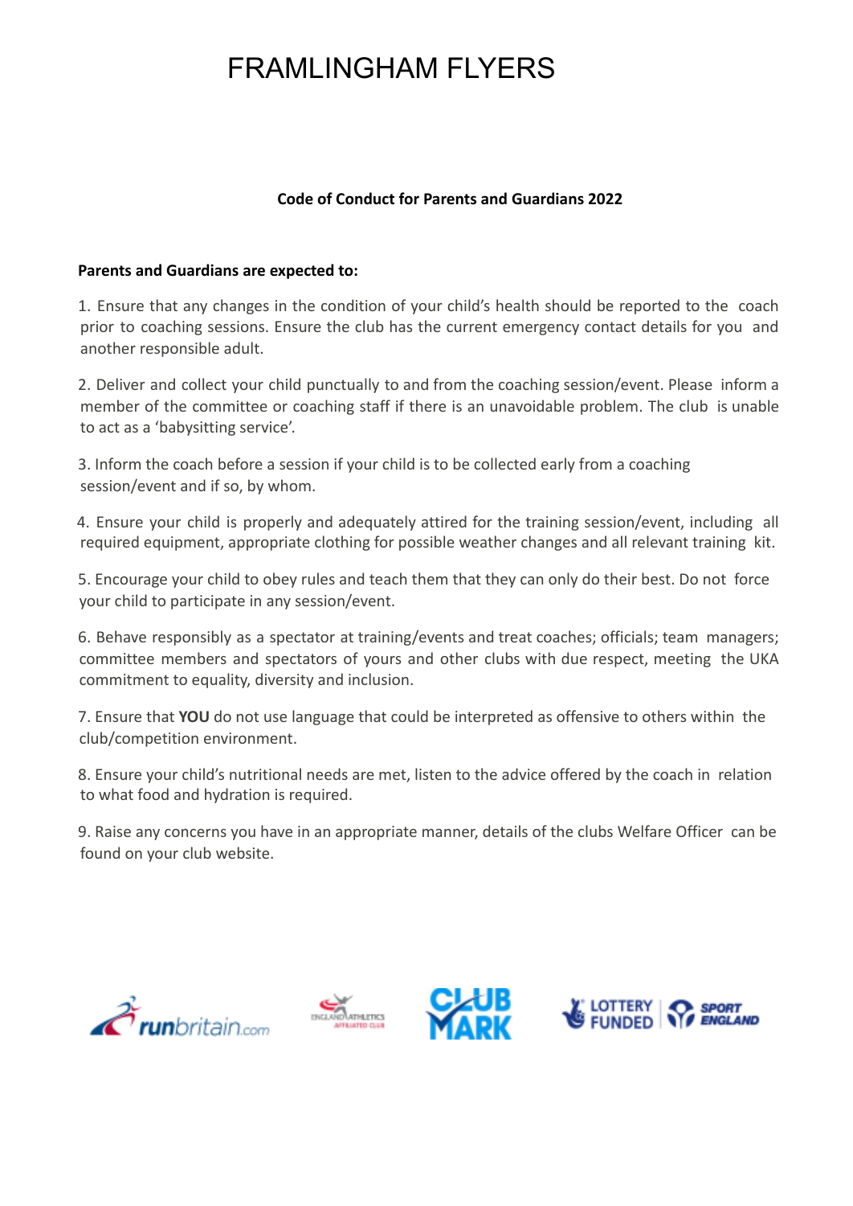# FRAMLINGHAM FLYERS

**Code of Conduct for Parents and Guardians 2022**

**Parents and Guardians are expected to:**

1. Ensure that any changes in the condition of your child's health should be reported to the coach prior to coaching sessions. Ensure the club has the current emergency contact details for you and another responsible adult.

2. Deliver and collect your child punctually to and from the coaching session/event. Please inform a member of the committee or coaching staff if there is an unavoidable problem. The club is unable to act as a 'babysitting service'.

3. Inform the coach before a session if your child is to be collected early from a coaching session/event and if so, by whom.

4. Ensure your child is properly and adequately attired for the training session/event, including all required equipment, appropriate clothing for possible weather changes and all relevant training kit.

5. Encourage your child to obey rules and teach them that they can only do their best. Do not force your child to participate in any session/event.

6. Behave responsibly as a spectator at training/events and treat coaches; officials; team managers; committee members and spectators of yours and other clubs with due respect, meeting the UKA commitment to equality, diversity and inclusion.

7. Ensure that **YOU** do not use language that could be interpreted as offensive to others within the club/competition environment.

8. Ensure your child's nutritional needs are met, listen to the advice offered by the coach in relation to what food and hydration is required.

9. Raise any concerns you have in an appropriate manner, details of the clubs Welfare Officer can be found on your club website.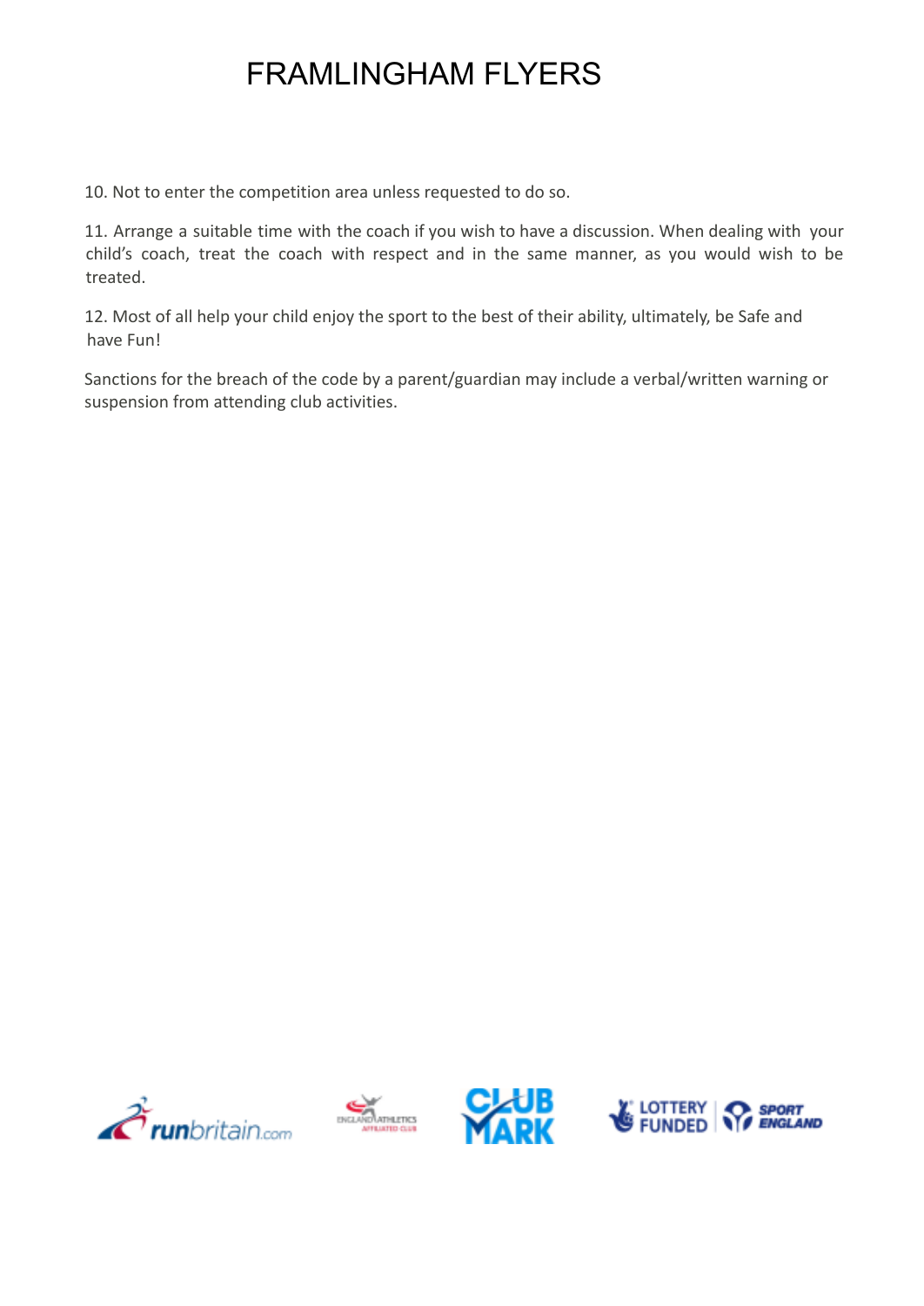# FRAMLINGHAM FLYERS

10. Not to enter the competition area unless requested to do so.

11. Arrange a suitable time with the coach if you wish to have a discussion. When dealing with your child's coach, treat the coach with respect and in the same manner, as you would wish to be treated.

12. Most of all help your child enjoy the sport to the best of their ability, ultimately, be Safe and have Fun!

Sanctions for the breach of the code by a parent/guardian may include a verbal/written warning or suspension from attending club activities.